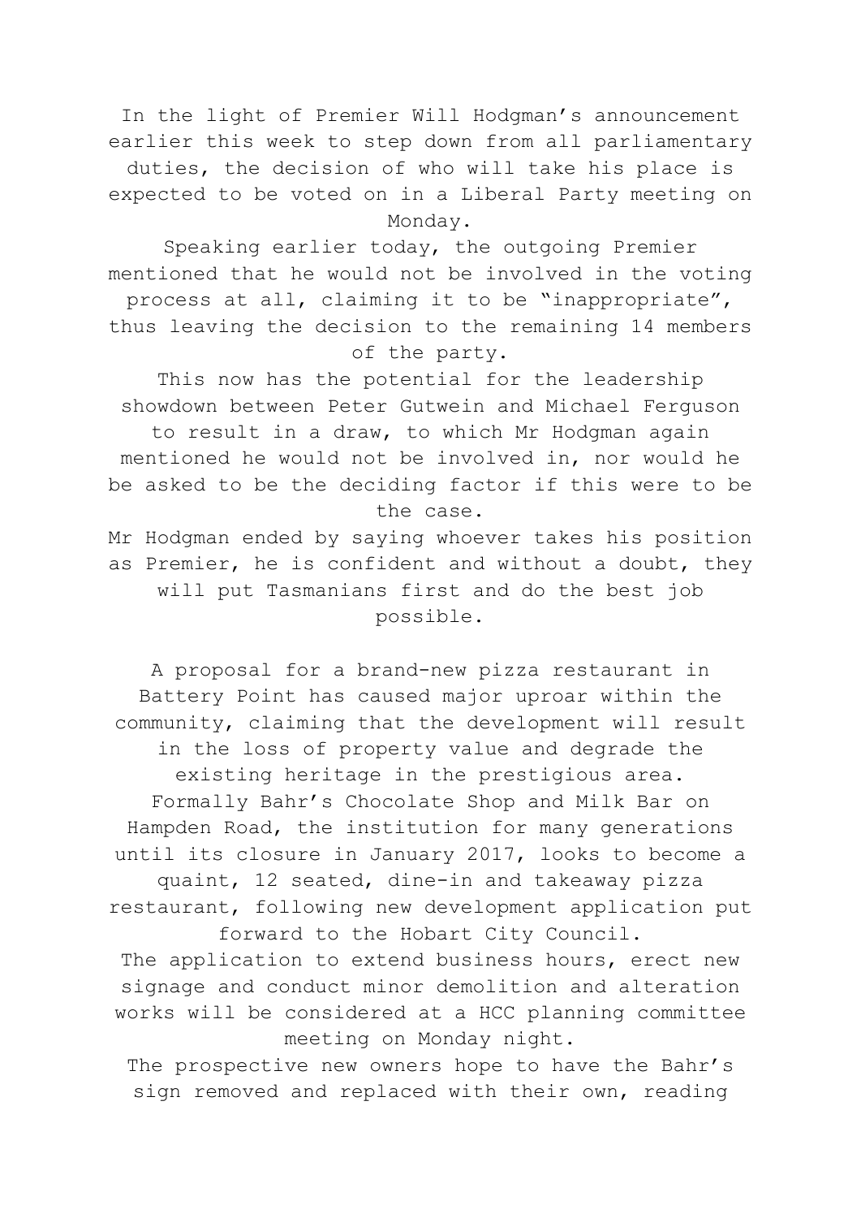In the light of Premier Will Hodgman's announcement earlier this week to step down from all parliamentary duties, the decision of who will take his place is expected to be voted on in a Liberal Party meeting on Monday.

Speaking earlier today, the outgoing Premier mentioned that he would not be involved in the voting process at all, claiming it to be "inappropriate", thus leaving the decision to the remaining 14 members of the party.

This now has the potential for the leadership showdown between Peter Gutwein and Michael Ferguson to result in a draw, to which Mr Hodgman again mentioned he would not be involved in, nor would he be asked to be the deciding factor if this were to be the case.

Mr Hodgman ended by saying whoever takes his position as Premier, he is confident and without a doubt, they will put Tasmanians first and do the best job possible.

A proposal for a brand-new pizza restaurant in Battery Point has caused major uproar within the community, claiming that the development will result in the loss of property value and degrade the existing heritage in the prestigious area.

Formally Bahr's Chocolate Shop and Milk Bar on Hampden Road, the institution for many generations until its closure in January 2017, looks to become a quaint, 12 seated, dine-in and takeaway pizza restaurant, following new development application put forward to the Hobart City Council.

The application to extend business hours, erect new signage and conduct minor demolition and alteration works will be considered at a HCC planning committee meeting on Monday night.

The prospective new owners hope to have the Bahr's sign removed and replaced with their own, reading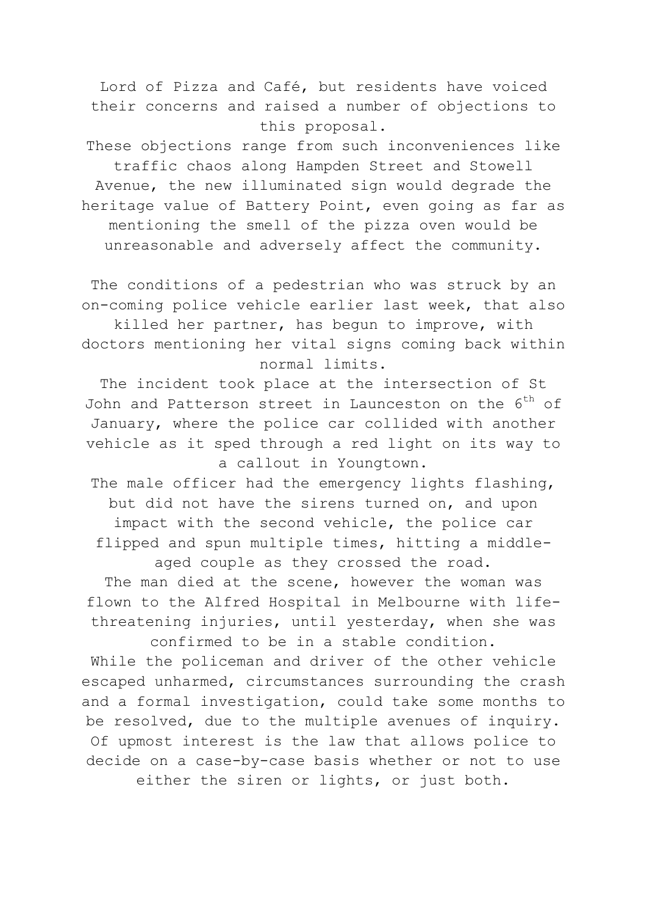Lord of Pizza and Café, but residents have voiced their concerns and raised a number of objections to this proposal.

These objections range from such inconveniences like traffic chaos along Hampden Street and Stowell Avenue, the new illuminated sign would degrade the heritage value of Battery Point, even going as far as mentioning the smell of the pizza oven would be unreasonable and adversely affect the community.

The conditions of a pedestrian who was struck by an on-coming police vehicle earlier last week, that also killed her partner, has begun to improve, with doctors mentioning her vital signs coming back within normal limits.

The incident took place at the intersection of St John and Patterson street in Launceston on the 6th of January, where the police car collided with another vehicle as it sped through a red light on its way to a callout in Youngtown.

The male officer had the emergency lights flashing, but did not have the sirens turned on, and upon impact with the second vehicle, the police car flipped and spun multiple times, hitting a middle-aged couple as they crossed the road.

The man died at the scene, however the woman was flown to the Alfred Hospital in Melbourne with life-threatening injuries, until yesterday, when she was confirmed to be in a stable condition.

While the policeman and driver of the other vehicle escaped unharmed, circumstances surrounding the crash and a formal investigation, could take some months to be resolved, due to the multiple avenues of inquiry.

Of upmost interest is the law that allows police to decide on a case-by-case basis whether or not to use either the siren or lights, or just both.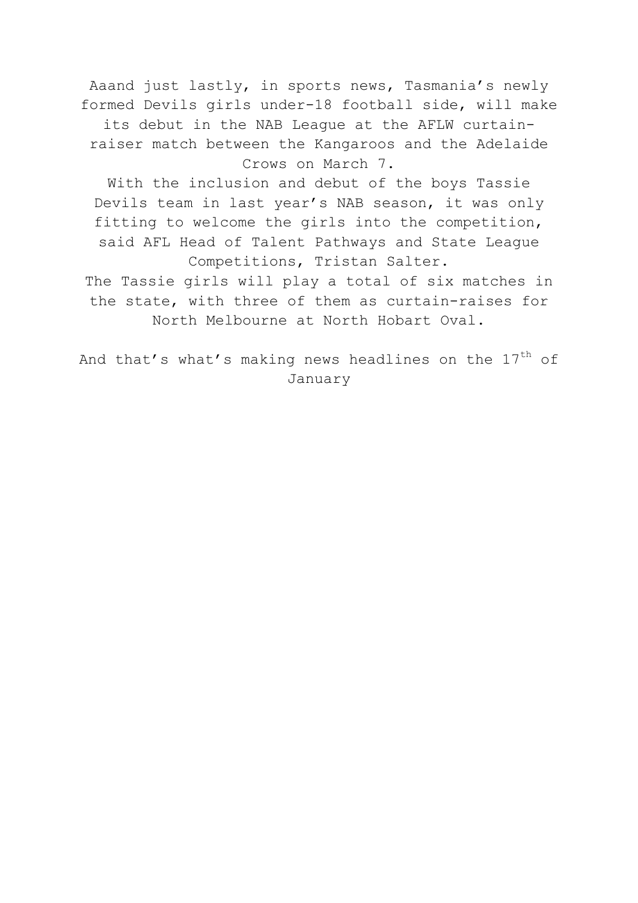Aaand just lastly, in sports news, Tasmania's newly formed Devils girls under-18 football side, will make its debut in the NAB League at the AFLW curtain-raiser match between the Kangaroos and the Adelaide Crows on March 7.

With the inclusion and debut of the boys Tassie Devils team in last year's NAB season, it was only fitting to welcome the girls into the competition, said AFL Head of Talent Pathways and State League Competitions, Tristan Salter.

The Tassie girls will play a total of six matches in the state, with three of them as curtain-raises for North Melbourne at North Hobart Oval.

And that's what's making news headlines on the 17th of January